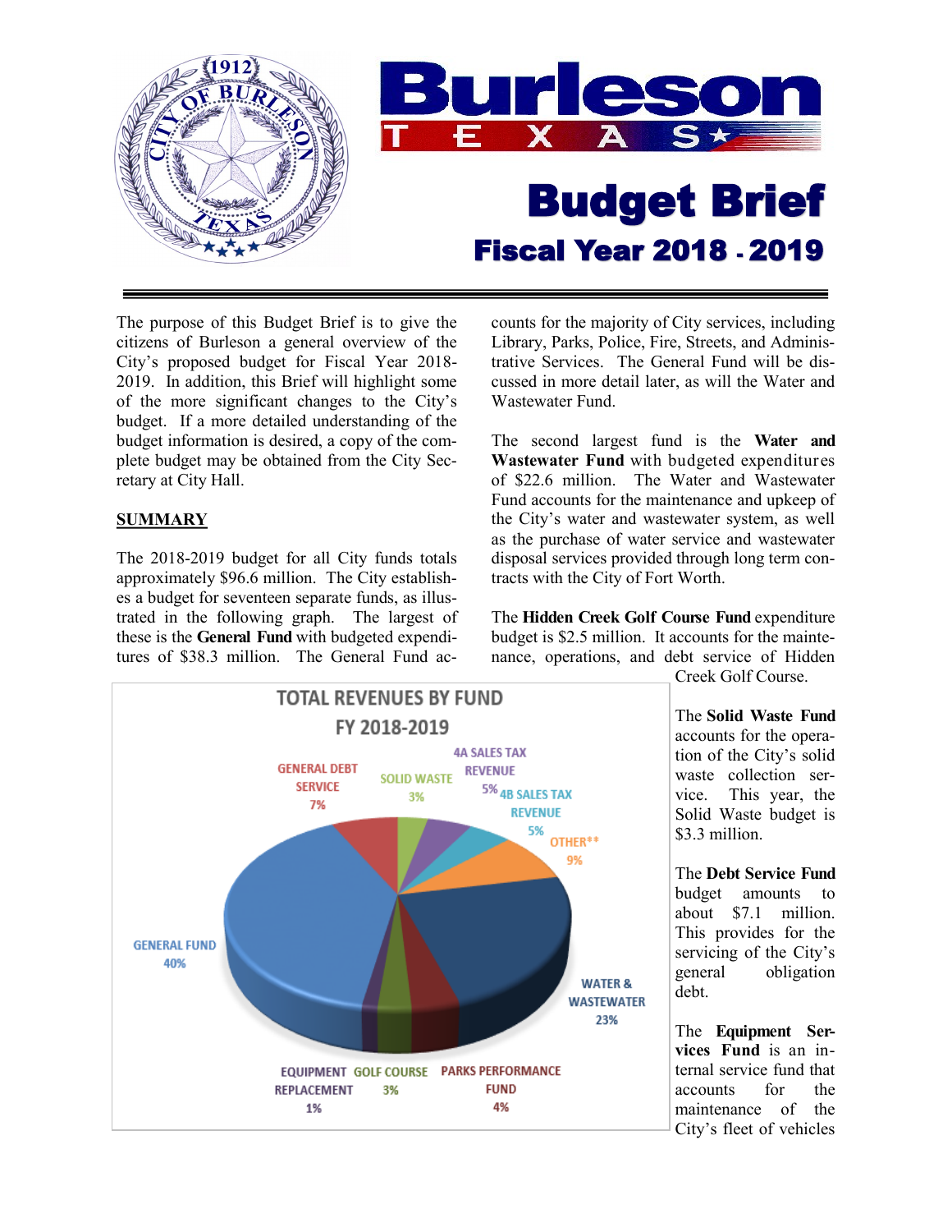# Burleson TEXAS

# Budget Brief

## Fiscal Year 2018 - 2019

The purpose of this Budget Brief is to give the citizens of Burleson a general overview of the City's proposed budget for Fiscal Year 2018-2019. In addition, this Brief will highlight some of the more significant changes to the City's budget. If a more detailed understanding of the budget information is desired, a copy of the complete budget may be obtained from the City Secretary at City Hall.

## SUMMARY

The 2018-2019 budget for all City funds totals approximately $96.6 million. The City establishes a budget for seventeen separate funds, as illustrated in the following graph. The largest of these is the **General Fund** with budgeted expenditures of $38.3 million. The General Fund accounts for the majority of City services, including Library, Parks, Police, Fire, Streets, and Administrative Services. The General Fund will be discussed in more detail later, as will the Water and Wastewater Fund.

The second largest fund is the **Water and Wastewater Fund** with budgeted expenditures of $22.6 million. The Water and Wastewater Fund accounts for the maintenance and upkeep of the City's water and wastewater system, as well as the purchase of water service and wastewater disposal services provided through long term contracts with the City of Fort Worth.

The **Hidden Creek Golf Course Fund** expenditure budget is $2.5 million. It accounts for the maintenance, operations, and debt service of Hidden Creek Golf Course.

**TOTAL REVENUES BY FUND**
**FY 2018-2019**

| Fund | Percent |
|---|---|
| General Fund | 40% |
| General Debt Service | 7% |
| Solid Waste | 3% |
| 4A Sales Tax Revenue | 5% |
| 4B Sales Tax Revenue | 5% |
| Other** | 9% |
| Water & Wastewater | 23% |
| Parks Performance Fund | 4% |
| Golf Course | 3% |
| Equipment Replacement | 1% |

The **Solid Waste Fund** accounts for the operation of the City's solid waste collection service. This year, the Solid Waste budget is $3.3 million.

The **Debt Service Fund** budget amounts to about $7.1 million. This provides for the servicing of the City's general obligation debt.

The **Equipment Services Fund** is an internal service fund that accounts for the maintenance of the City's fleet of vehicles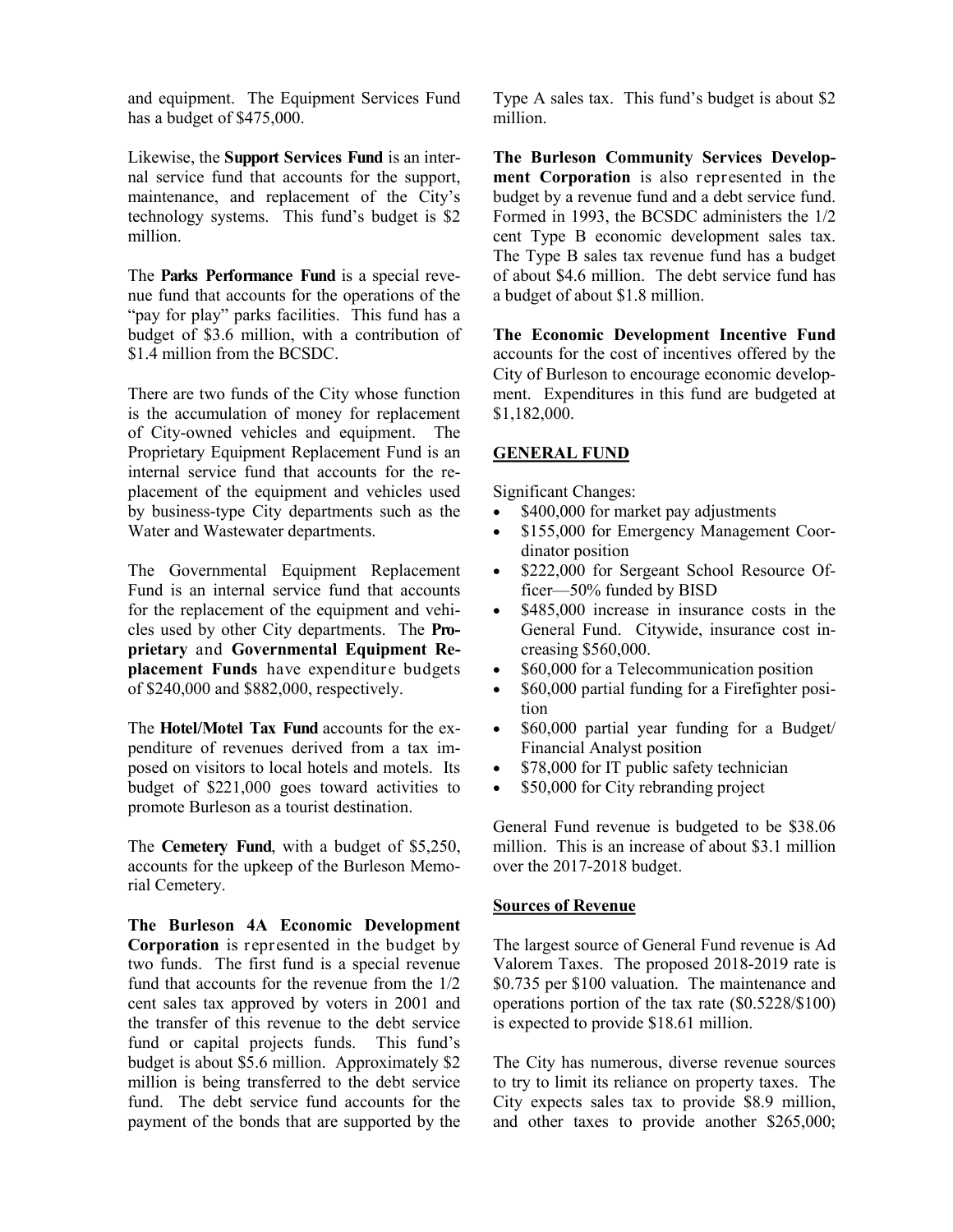and equipment. The Equipment Services Fund has a budget of $475,000.

Likewise, the **Support Services Fund** is an internal service fund that accounts for the support, maintenance, and replacement of the City's technology systems. This fund's budget is $2 million.

The **Parks Performance Fund** is a special revenue fund that accounts for the operations of the "pay for play" parks facilities. This fund has a budget of $3.6 million, with a contribution of $1.4 million from the BCSDC.

There are two funds of the City whose function is the accumulation of money for replacement of City-owned vehicles and equipment. The Proprietary Equipment Replacement Fund is an internal service fund that accounts for the replacement of the equipment and vehicles used by business-type City departments such as the Water and Wastewater departments.

The Governmental Equipment Replacement Fund is an internal service fund that accounts for the replacement of the equipment and vehicles used by other City departments. The **Proprietary** and **Governmental Equipment Replacement Funds** have expenditure budgets of $240,000 and $882,000, respectively.

The **Hotel/Motel Tax Fund** accounts for the expenditure of revenues derived from a tax imposed on visitors to local hotels and motels. Its budget of $221,000 goes toward activities to promote Burleson as a tourist destination.

The **Cemetery Fund**, with a budget of $5,250, accounts for the upkeep of the Burleson Memorial Cemetery.

**The Burleson 4A Economic Development Corporation** is represented in the budget by two funds. The first fund is a special revenue fund that accounts for the revenue from the 1/2 cent sales tax approved by voters in 2001 and the transfer of this revenue to the debt service fund or capital projects funds. This fund's budget is about $5.6 million. Approximately $2 million is being transferred to the debt service fund. The debt service fund accounts for the payment of the bonds that are supported by the Type A sales tax. This fund's budget is about $2 million.

**The Burleson Community Services Development Corporation** is also represented in the budget by a revenue fund and a debt service fund. Formed in 1993, the BCSDC administers the 1/2 cent Type B economic development sales tax. The Type B sales tax revenue fund has a budget of about $4.6 million. The debt service fund has a budget of about $1.8 million.

**The Economic Development Incentive Fund** accounts for the cost of incentives offered by the City of Burleson to encourage economic development. Expenditures in this fund are budgeted at $1,182,000.

## GENERAL FUND

Significant Changes:

- $400,000 for market pay adjustments
- $155,000 for Emergency Management Coordinator position
- $222,000 for Sergeant School Resource Officer—50% funded by BISD
- $485,000 increase in insurance costs in the General Fund. Citywide, insurance cost increasing $560,000.
- $60,000 for a Telecommunication position
- $60,000 partial funding for a Firefighter position
- $60,000 partial year funding for a Budget/ Financial Analyst position
- $78,000 for IT public safety technician
- $50,000 for City rebranding project

General Fund revenue is budgeted to be $38.06 million. This is an increase of about $3.1 million over the 2017-2018 budget.

### Sources of Revenue

The largest source of General Fund revenue is Ad Valorem Taxes. The proposed 2018-2019 rate is $0.735 per $100 valuation. The maintenance and operations portion of the tax rate ($0.5228/$100) is expected to provide $18.61 million.

The City has numerous, diverse revenue sources to try to limit its reliance on property taxes. The City expects sales tax to provide $8.9 million, and other taxes to provide another $265,000;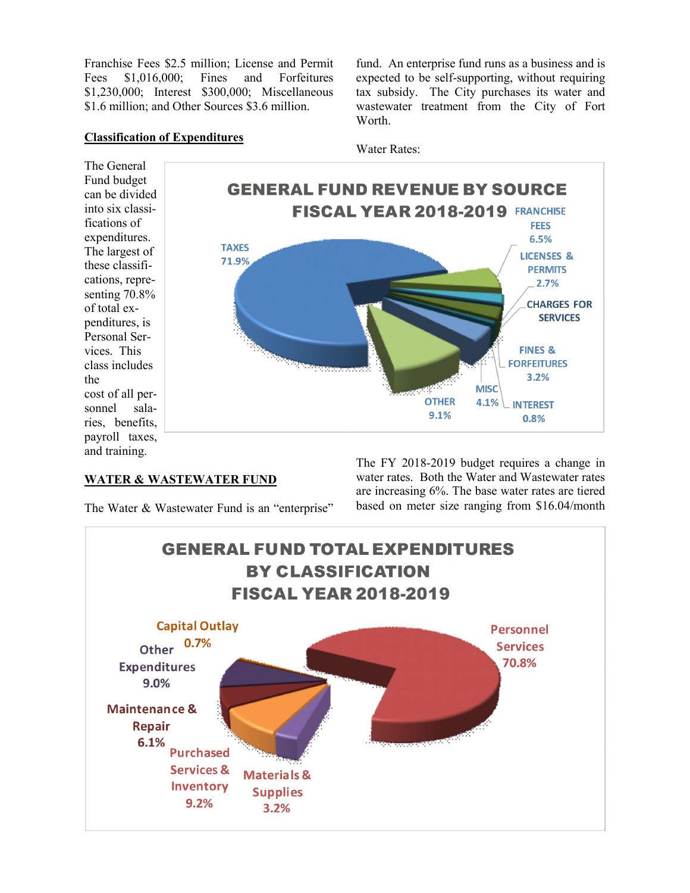Franchise Fees $2.5 million; License and Permit Fees $1,016,000; Fines and Forfeitures $1,230,000; Interest $300,000; Miscellaneous $1.6 million; and Other Sources $3.6 million.

**Classification of Expenditures**

The General Fund budget can be divided into six classifications of expenditures. The largest of these classifications, representing 70.8% of total expenditures, is Personal Services. This class includes the cost of all personnel salaries, benefits, payroll taxes, and training.

GENERAL FUND REVENUE BY SOURCE
FISCAL YEAR 2018-2019

TAXES 71.9%
FRANCHISE FEES 6.5%
LICENSES & PERMITS 2.7%
CHARGES FOR SERVICES
FINES & FORFEITURES 3.2%
INTEREST 0.8%
MISC 4.1%
OTHER 9.1%

**WATER & WASTEWATER FUND**

The Water & Wastewater Fund is an "enterprise" fund. An enterprise fund runs as a business and is expected to be self-supporting, without requiring tax subsidy. The City purchases its water and wastewater treatment from the City of Fort Worth.

Water Rates:

The FY 2018-2019 budget requires a change in water rates. Both the Water and Wastewater rates are increasing 6%. The base water rates are tiered based on meter size ranging from $16.04/month

GENERAL FUND TOTAL EXPENDITURES
BY CLASSIFICATION
FISCAL YEAR 2018-2019

Personnel Services 70.8%
Capital Outlay 0.7%
Other Expenditures 9.0%
Maintenance & Repair 6.1%
Purchased Services & Inventory 9.2%
Materials & Supplies 3.2%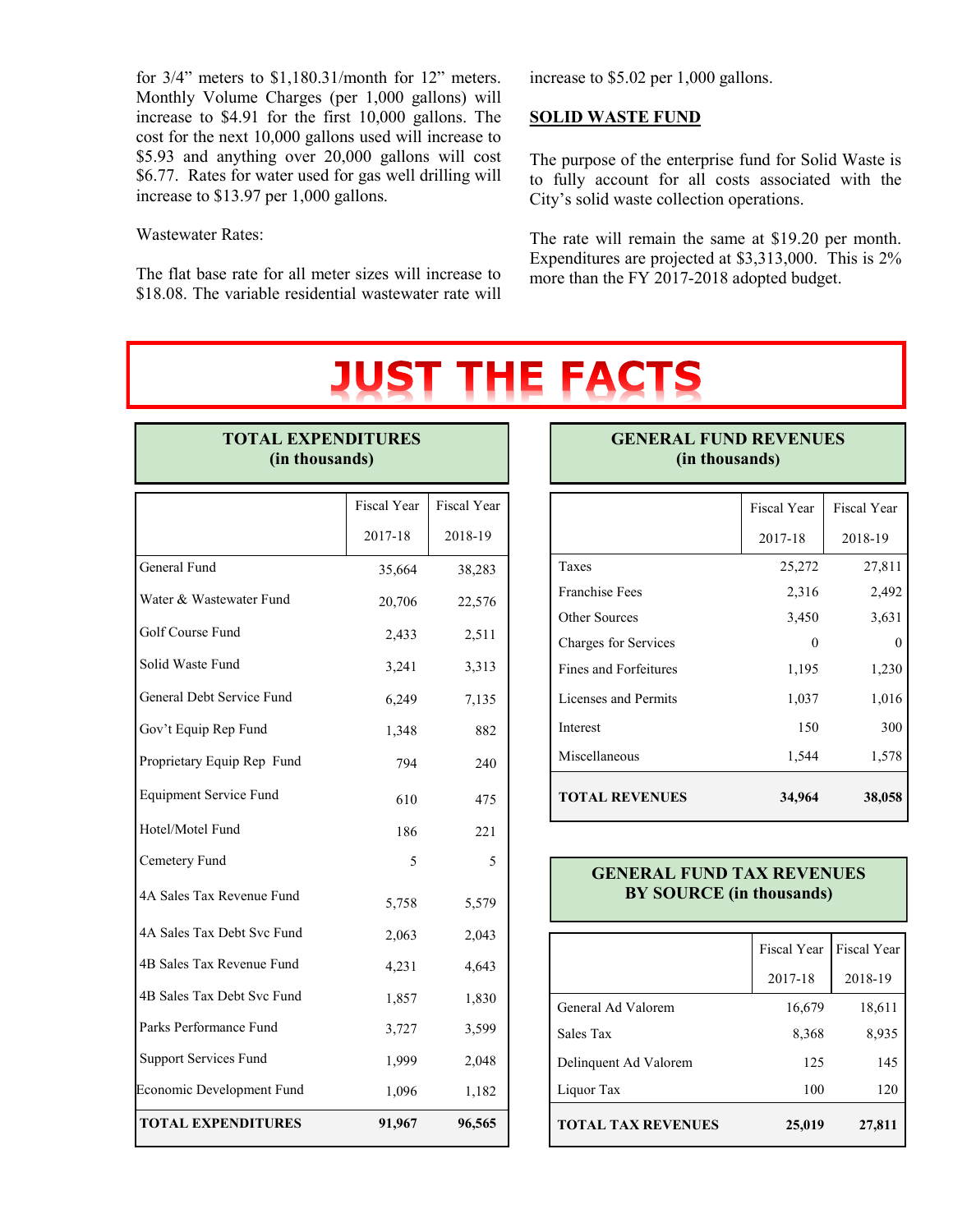for 3/4" meters to $1,180.31/month for 12" meters. Monthly Volume Charges (per 1,000 gallons) will increase to $4.91 for the first 10,000 gallons. The cost for the next 10,000 gallons used will increase to $5.93 and anything over 20,000 gallons will cost $6.77. Rates for water used for gas well drilling will increase to $13.97 per 1,000 gallons.

Wastewater Rates:

The flat base rate for all meter sizes will increase to $18.08. The variable residential wastewater rate will increase to $5.02 per 1,000 gallons.

**SOLID WASTE FUND**

The purpose of the enterprise fund for Solid Waste is to fully account for all costs associated with the City's solid waste collection operations.

The rate will remain the same at $19.20 per month. Expenditures are projected at $3,313,000. This is 2% more than the FY 2017-2018 adopted budget.

# JUST THE FACTS

## TOTAL EXPENDITURES (in thousands)

| | Fiscal Year 2017-18 | Fiscal Year 2018-19 |
|---|---|---|
| General Fund | 35,664 | 38,283 |
| Water & Wastewater Fund | 20,706 | 22,576 |
| Golf Course Fund | 2,433 | 2,511 |
| Solid Waste Fund | 3,241 | 3,313 |
| General Debt Service Fund | 6,249 | 7,135 |
| Gov't Equip Rep Fund | 1,348 | 882 |
| Proprietary Equip Rep Fund | 794 | 240 |
| Equipment Service Fund | 610 | 475 |
| Hotel/Motel Fund | 186 | 221 |
| Cemetery Fund | 5 | 5 |
| 4A Sales Tax Revenue Fund | 5,758 | 5,579 |
| 4A Sales Tax Debt Svc Fund | 2,063 | 2,043 |
| 4B Sales Tax Revenue Fund | 4,231 | 4,643 |
| 4B Sales Tax Debt Svc Fund | 1,857 | 1,830 |
| Parks Performance Fund | 3,727 | 3,599 |
| Support Services Fund | 1,999 | 2,048 |
| Economic Development Fund | 1,096 | 1,182 |
| **TOTAL EXPENDITURES** | **91,967** | **96,565** |

## GENERAL FUND REVENUES (in thousands)

| | Fiscal Year 2017-18 | Fiscal Year 2018-19 |
|---|---|---|
| Taxes | 25,272 | 27,811 |
| Franchise Fees | 2,316 | 2,492 |
| Other Sources | 3,450 | 3,631 |
| Charges for Services | 0 | 0 |
| Fines and Forfeitures | 1,195 | 1,230 |
| Licenses and Permits | 1,037 | 1,016 |
| Interest | 150 | 300 |
| Miscellaneous | 1,544 | 1,578 |
| **TOTAL REVENUES** | **34,964** | **38,058** |

## GENERAL FUND TAX REVENUES BY SOURCE (in thousands)

| | Fiscal Year 2017-18 | Fiscal Year 2018-19 |
|---|---|---|
| General Ad Valorem | 16,679 | 18,611 |
| Sales Tax | 8,368 | 8,935 |
| Delinquent Ad Valorem | 125 | 145 |
| Liquor Tax | 100 | 120 |
| **TOTAL TAX REVENUES** | **25,019** | **27,811** |